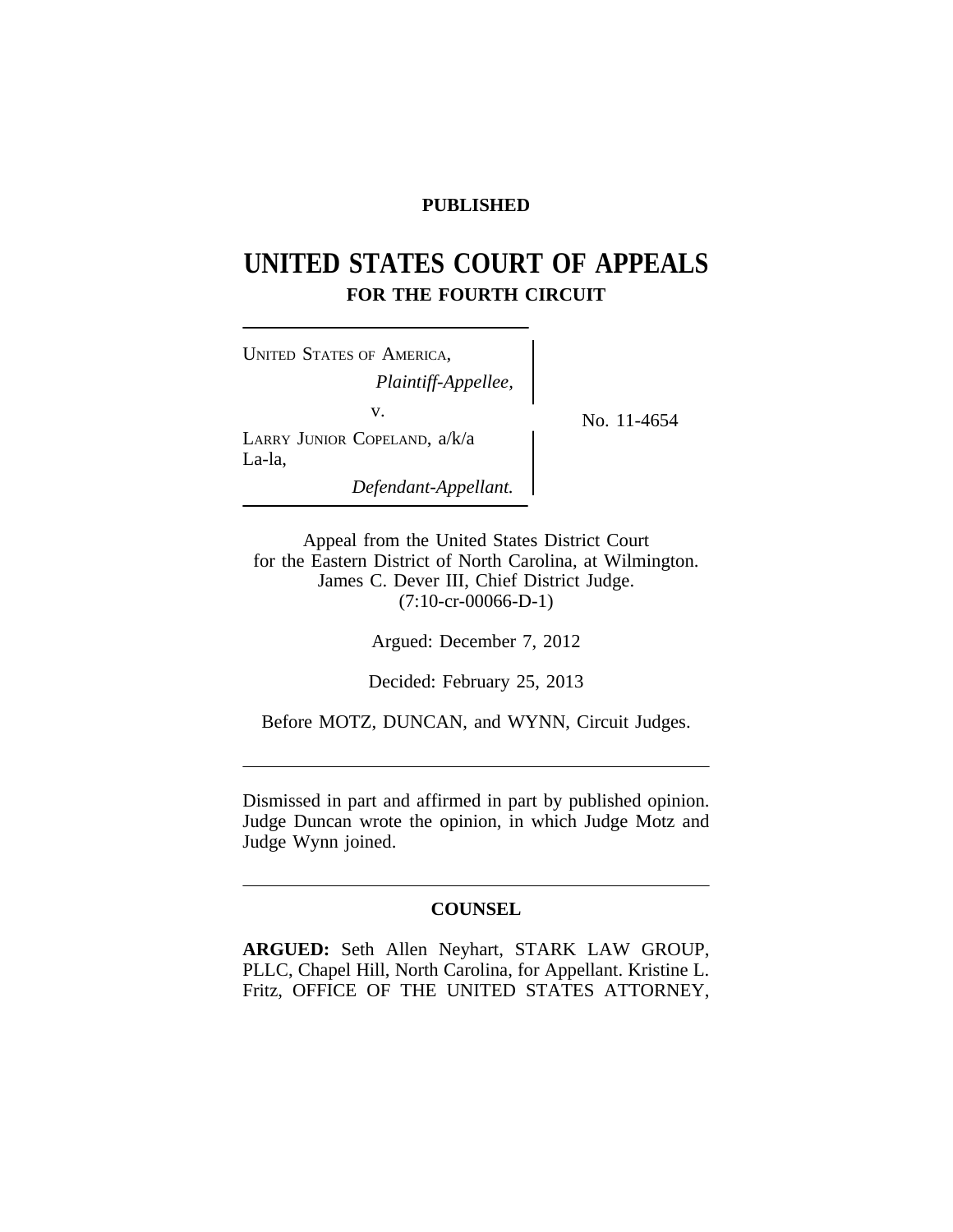**PUBLISHED**

# UNITED STATES COURT OF APPEALS
## FOR THE FOURTH CIRCUIT

UNITED STATES OF AMERICA,
*Plaintiff-Appellee,*

v.

LARRY JUNIOR COPELAND, a/k/a La-la,
*Defendant-Appellant.*

No. 11-4654

Appeal from the United States District Court
for the Eastern District of North Carolina, at Wilmington.
James C. Dever III, Chief District Judge.
(7:10-cr-00066-D-1)

Argued: December 7, 2012

Decided: February 25, 2013

Before MOTZ, DUNCAN, and WYNN, Circuit Judges.

---

Dismissed in part and affirmed in part by published opinion. Judge Duncan wrote the opinion, in which Judge Motz and Judge Wynn joined.

---

**COUNSEL**

**ARGUED:** Seth Allen Neyhart, STARK LAW GROUP, PLLC, Chapel Hill, North Carolina, for Appellant. Kristine L. Fritz, OFFICE OF THE UNITED STATES ATTORNEY,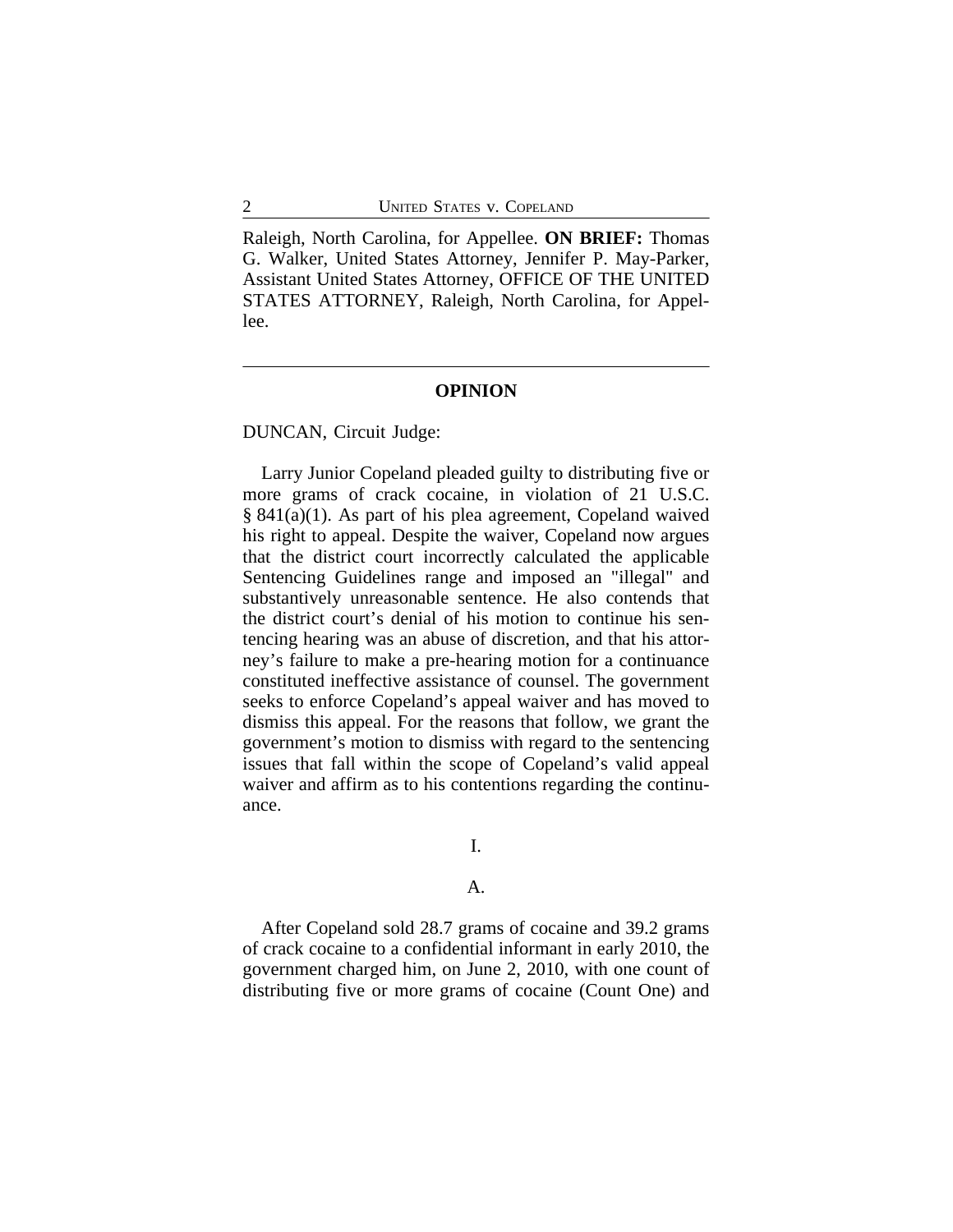Raleigh, North Carolina, for Appellee. **ON BRIEF:** Thomas G. Walker, United States Attorney, Jennifer P. May-Parker, Assistant United States Attorney, OFFICE OF THE UNITED STATES ATTORNEY, Raleigh, North Carolina, for Appellee.

---

## OPINION

DUNCAN, Circuit Judge:

Larry Junior Copeland pleaded guilty to distributing five or more grams of crack cocaine, in violation of 21 U.S.C. § 841(a)(1). As part of his plea agreement, Copeland waived his right to appeal. Despite the waiver, Copeland now argues that the district court incorrectly calculated the applicable Sentencing Guidelines range and imposed an "illegal" and substantively unreasonable sentence. He also contends that the district court's denial of his motion to continue his sentencing hearing was an abuse of discretion, and that his attorney's failure to make a pre-hearing motion for a continuance constituted ineffective assistance of counsel. The government seeks to enforce Copeland's appeal waiver and has moved to dismiss this appeal. For the reasons that follow, we grant the government's motion to dismiss with regard to the sentencing issues that fall within the scope of Copeland's valid appeal waiver and affirm as to his contentions regarding the continuance.

### I.

#### A.

After Copeland sold 28.7 grams of cocaine and 39.2 grams of crack cocaine to a confidential informant in early 2010, the government charged him, on June 2, 2010, with one count of distributing five or more grams of cocaine (Count One) and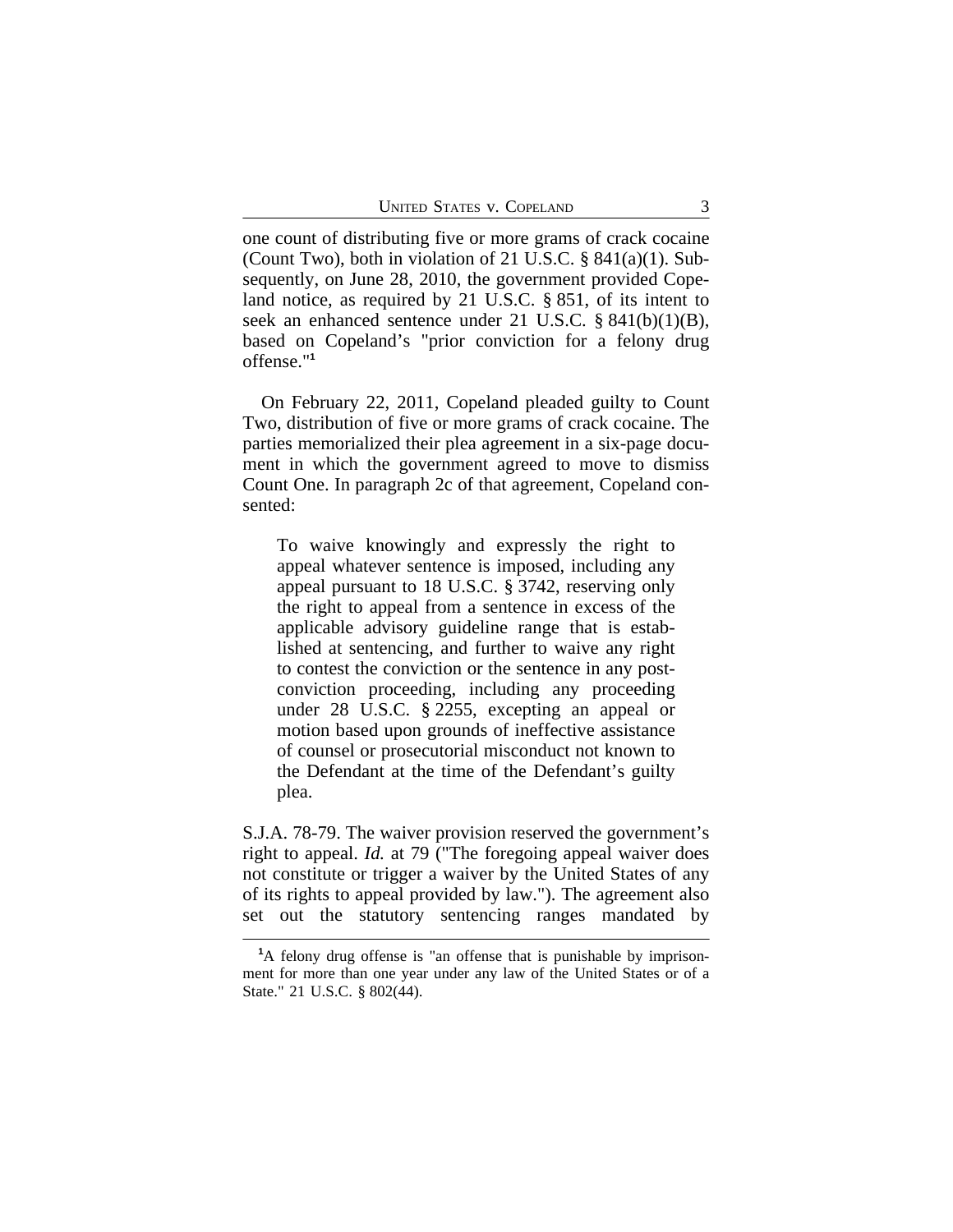one count of distributing five or more grams of crack cocaine (Count Two), both in violation of 21 U.S.C. § 841(a)(1). Subsequently, on June 28, 2010, the government provided Copeland notice, as required by 21 U.S.C. § 851, of its intent to seek an enhanced sentence under 21 U.S.C. § 841(b)(1)(B), based on Copeland's "prior conviction for a felony drug offense."[1]

On February 22, 2011, Copeland pleaded guilty to Count Two, distribution of five or more grams of crack cocaine. The parties memorialized their plea agreement in a six-page document in which the government agreed to move to dismiss Count One. In paragraph 2c of that agreement, Copeland consented:

> To waive knowingly and expressly the right to appeal whatever sentence is imposed, including any appeal pursuant to 18 U.S.C. § 3742, reserving only the right to appeal from a sentence in excess of the applicable advisory guideline range that is established at sentencing, and further to waive any right to contest the conviction or the sentence in any post-conviction proceeding, including any proceeding under 28 U.S.C. § 2255, excepting an appeal or motion based upon grounds of ineffective assistance of counsel or prosecutorial misconduct not known to the Defendant at the time of the Defendant's guilty plea.

S.J.A. 78-79. The waiver provision reserved the government's right to appeal. *Id.* at 79 ("The foregoing appeal waiver does not constitute or trigger a waiver by the United States of any of its rights to appeal provided by law."). The agreement also set out the statutory sentencing ranges mandated by

---

[1] A felony drug offense is "an offense that is punishable by imprisonment for more than one year under any law of the United States or of a State." 21 U.S.C. § 802(44).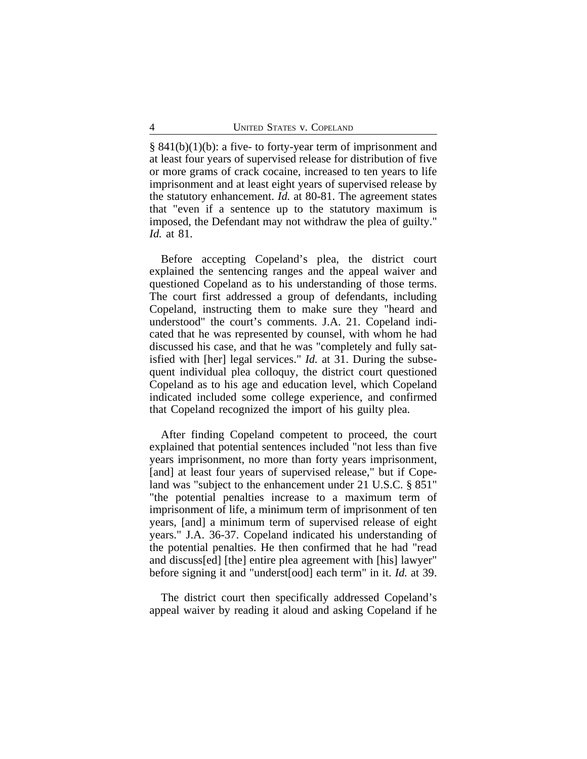§ 841(b)(1)(b): a five- to forty-year term of imprisonment and at least four years of supervised release for distribution of five or more grams of crack cocaine, increased to ten years to life imprisonment and at least eight years of supervised release by the statutory enhancement. *Id.* at 80-81. The agreement states that "even if a sentence up to the statutory maximum is imposed, the Defendant may not withdraw the plea of guilty." *Id.* at 81.

Before accepting Copeland's plea, the district court explained the sentencing ranges and the appeal waiver and questioned Copeland as to his understanding of those terms. The court first addressed a group of defendants, including Copeland, instructing them to make sure they "heard and understood" the court's comments. J.A. 21. Copeland indicated that he was represented by counsel, with whom he had discussed his case, and that he was "completely and fully satisfied with [her] legal services." *Id.* at 31. During the subsequent individual plea colloquy, the district court questioned Copeland as to his age and education level, which Copeland indicated included some college experience, and confirmed that Copeland recognized the import of his guilty plea.

After finding Copeland competent to proceed, the court explained that potential sentences included "not less than five years imprisonment, no more than forty years imprisonment, [and] at least four years of supervised release," but if Copeland was "subject to the enhancement under 21 U.S.C. § 851" "the potential penalties increase to a maximum term of imprisonment of life, a minimum term of imprisonment of ten years, [and] a minimum term of supervised release of eight years." J.A. 36-37. Copeland indicated his understanding of the potential penalties. He then confirmed that he had "read and discuss[ed] [the] entire plea agreement with [his] lawyer" before signing it and "underst[ood] each term" in it. *Id.* at 39.

The district court then specifically addressed Copeland's appeal waiver by reading it aloud and asking Copeland if he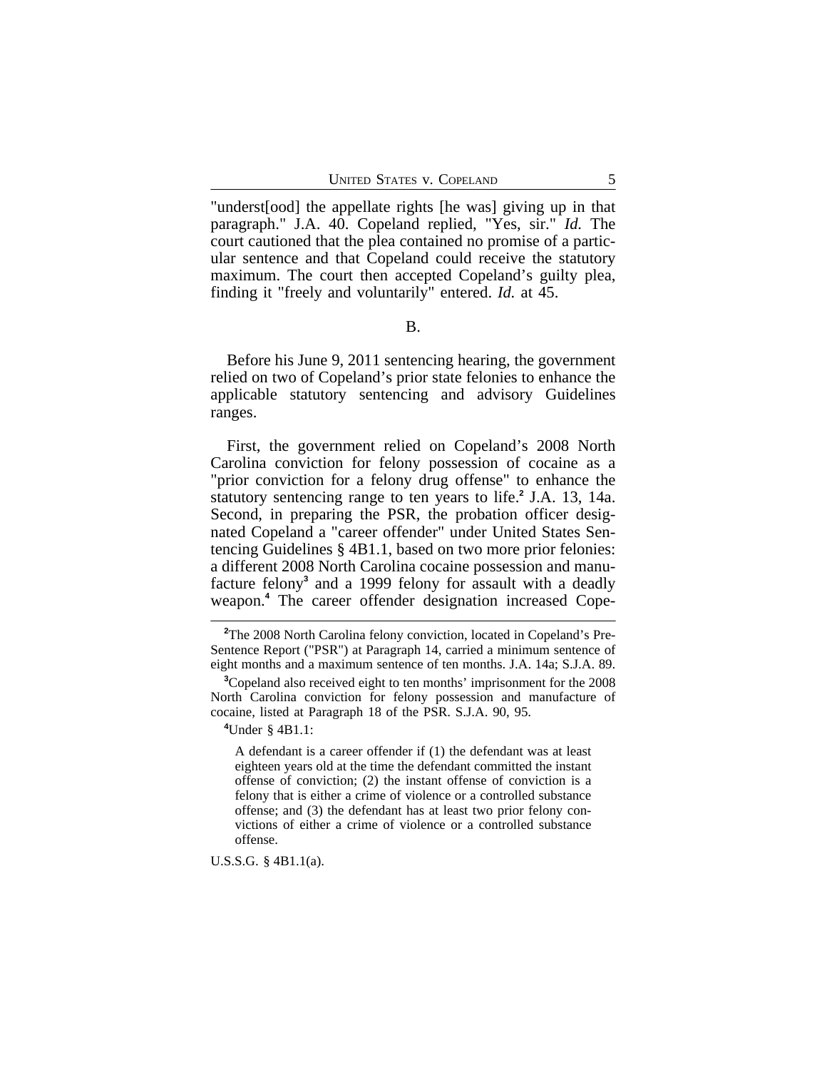"underst[ood] the appellate rights [he was] giving up in that paragraph." J.A. 40. Copeland replied, "Yes, sir." *Id.* The court cautioned that the plea contained no promise of a particular sentence and that Copeland could receive the statutory maximum. The court then accepted Copeland's guilty plea, finding it "freely and voluntarily" entered. *Id.* at 45.

B.

Before his June 9, 2011 sentencing hearing, the government relied on two of Copeland's prior state felonies to enhance the applicable statutory sentencing and advisory Guidelines ranges.

First, the government relied on Copeland's 2008 North Carolina conviction for felony possession of cocaine as a "prior conviction for a felony drug offense" to enhance the statutory sentencing range to ten years to life.[2] J.A. 13, 14a. Second, in preparing the PSR, the probation officer designated Copeland a "career offender" under United States Sentencing Guidelines § 4B1.1, based on two more prior felonies: a different 2008 North Carolina cocaine possession and manufacture felony[3] and a 1999 felony for assault with a deadly weapon.[4] The career offender designation increased Cope-

---

[2]The 2008 North Carolina felony conviction, located in Copeland's Pre-Sentence Report ("PSR") at Paragraph 14, carried a minimum sentence of eight months and a maximum sentence of ten months. J.A. 14a; S.J.A. 89.

[3]Copeland also received eight to ten months' imprisonment for the 2008 North Carolina conviction for felony possession and manufacture of cocaine, listed at Paragraph 18 of the PSR. S.J.A. 90, 95.

[4]Under § 4B1.1:

> A defendant is a career offender if (1) the defendant was at least eighteen years old at the time the defendant committed the instant offense of conviction; (2) the instant offense of conviction is a felony that is either a crime of violence or a controlled substance offense; and (3) the defendant has at least two prior felony convictions of either a crime of violence or a controlled substance offense.

U.S.S.G. § 4B1.1(a).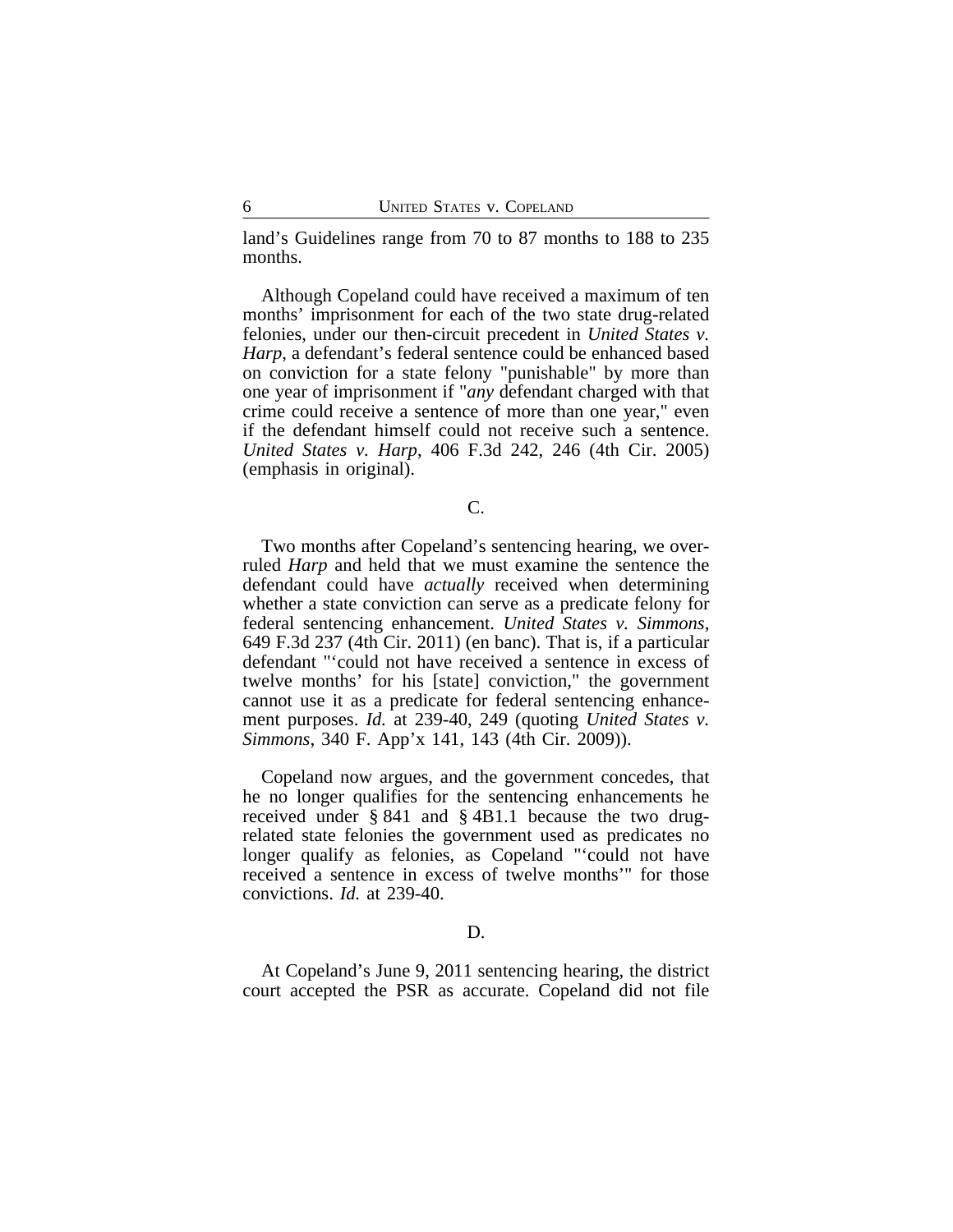land's Guidelines range from 70 to 87 months to 188 to 235 months.

Although Copeland could have received a maximum of ten months' imprisonment for each of the two state drug-related felonies, under our then-circuit precedent in *United States v. Harp*, a defendant's federal sentence could be enhanced based on conviction for a state felony "punishable" by more than one year of imprisonment if "*any* defendant charged with that crime could receive a sentence of more than one year," even if the defendant himself could not receive such a sentence. *United States v. Harp*, 406 F.3d 242, 246 (4th Cir. 2005) (emphasis in original).

C.

Two months after Copeland's sentencing hearing, we overruled *Harp* and held that we must examine the sentence the defendant could have *actually* received when determining whether a state conviction can serve as a predicate felony for federal sentencing enhancement. *United States v. Simmons*, 649 F.3d 237 (4th Cir. 2011) (en banc). That is, if a particular defendant "'could not have received a sentence in excess of twelve months' for his [state] conviction," the government cannot use it as a predicate for federal sentencing enhancement purposes. *Id.* at 239-40, 249 (quoting *United States v. Simmons*, 340 F. App'x 141, 143 (4th Cir. 2009)).

Copeland now argues, and the government concedes, that he no longer qualifies for the sentencing enhancements he received under § 841 and § 4B1.1 because the two drug-related state felonies the government used as predicates no longer qualify as felonies, as Copeland "'could not have received a sentence in excess of twelve months'" for those convictions. *Id.* at 239-40.

D.

At Copeland's June 9, 2011 sentencing hearing, the district court accepted the PSR as accurate. Copeland did not file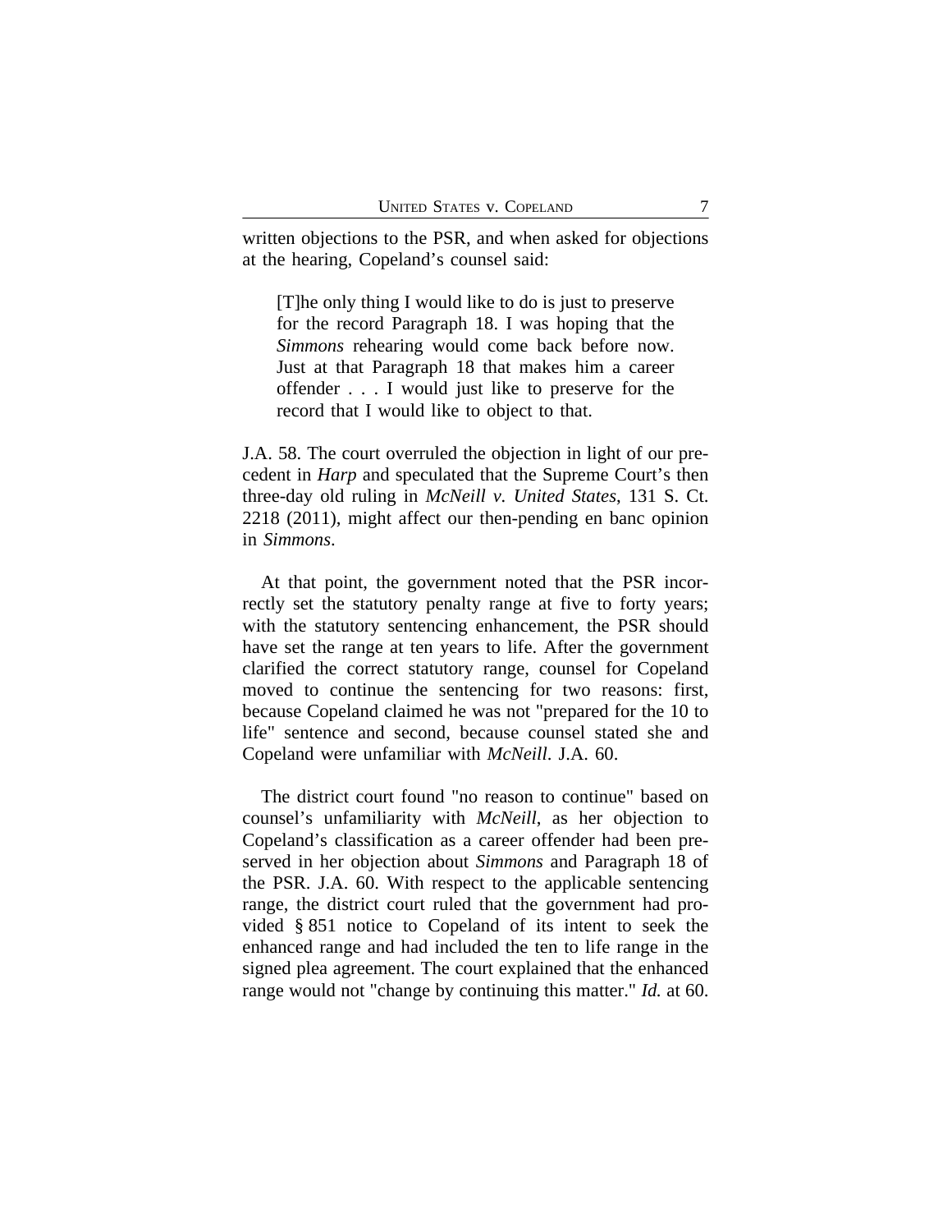written objections to the PSR, and when asked for objections at the hearing, Copeland's counsel said:

> [T]he only thing I would like to do is just to preserve for the record Paragraph 18. I was hoping that the *Simmons* rehearing would come back before now. Just at that Paragraph 18 that makes him a career offender . . . I would just like to preserve for the record that I would like to object to that.

J.A. 58. The court overruled the objection in light of our precedent in *Harp* and speculated that the Supreme Court's then three-day old ruling in *McNeill v. United States*, 131 S. Ct. 2218 (2011), might affect our then-pending en banc opinion in *Simmons*.

At that point, the government noted that the PSR incorrectly set the statutory penalty range at five to forty years; with the statutory sentencing enhancement, the PSR should have set the range at ten years to life. After the government clarified the correct statutory range, counsel for Copeland moved to continue the sentencing for two reasons: first, because Copeland claimed he was not "prepared for the 10 to life" sentence and second, because counsel stated she and Copeland were unfamiliar with *McNeill*. J.A. 60.

The district court found "no reason to continue" based on counsel's unfamiliarity with *McNeill*, as her objection to Copeland's classification as a career offender had been preserved in her objection about *Simmons* and Paragraph 18 of the PSR. J.A. 60. With respect to the applicable sentencing range, the district court ruled that the government had provided § 851 notice to Copeland of its intent to seek the enhanced range and had included the ten to life range in the signed plea agreement. The court explained that the enhanced range would not "change by continuing this matter." *Id.* at 60.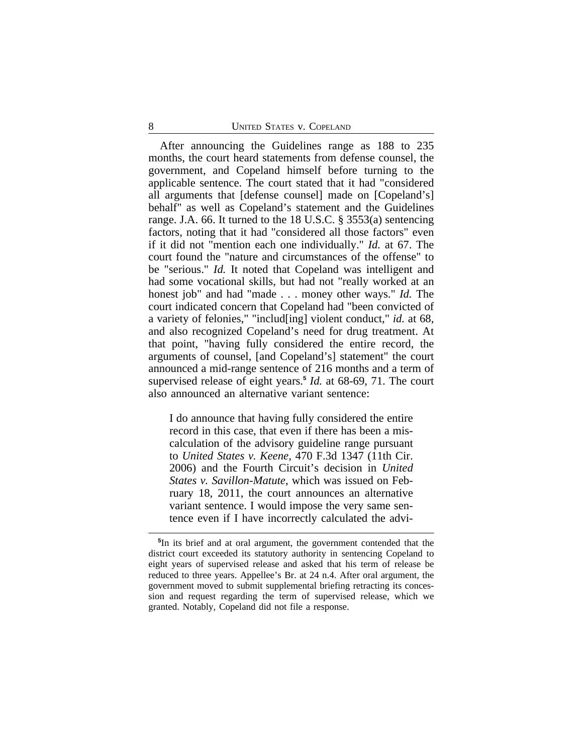After announcing the Guidelines range as 188 to 235 months, the court heard statements from defense counsel, the government, and Copeland himself before turning to the applicable sentence. The court stated that it had "considered all arguments that [defense counsel] made on [Copeland's] behalf" as well as Copeland's statement and the Guidelines range. J.A. 66. It turned to the 18 U.S.C. § 3553(a) sentencing factors, noting that it had "considered all those factors" even if it did not "mention each one individually." *Id.* at 67. The court found the "nature and circumstances of the offense" to be "serious." *Id.* It noted that Copeland was intelligent and had some vocational skills, but had not "really worked at an honest job" and had "made . . . money other ways." *Id.* The court indicated concern that Copeland had "been convicted of a variety of felonies," "includ[ing] violent conduct," *id.* at 68, and also recognized Copeland's need for drug treatment. At that point, "having fully considered the entire record, the arguments of counsel, [and Copeland's] statement" the court announced a mid-range sentence of 216 months and a term of supervised release of eight years.[5] *Id.* at 68-69, 71. The court also announced an alternative variant sentence:

> I do announce that having fully considered the entire record in this case, that even if there has been a miscalculation of the advisory guideline range pursuant to *United States v. Keene*, 470 F.3d 1347 (11th Cir. 2006) and the Fourth Circuit's decision in *United States v. Savillon-Matute*, which was issued on February 18, 2011, the court announces an alternative variant sentence. I would impose the very same sentence even if I have incorrectly calculated the advi-

[5] In its brief and at oral argument, the government contended that the district court exceeded its statutory authority in sentencing Copeland to eight years of supervised release and asked that his term of release be reduced to three years. Appellee's Br. at 24 n.4. After oral argument, the government moved to submit supplemental briefing retracting its concession and request regarding the term of supervised release, which we granted. Notably, Copeland did not file a response.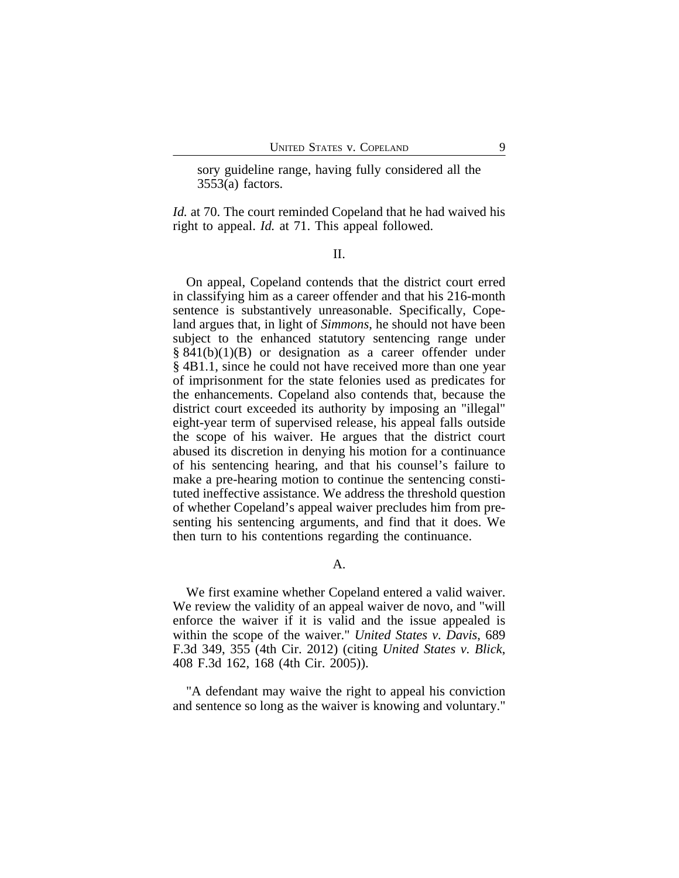sory guideline range, having fully considered all the 3553(a) factors.

*Id.* at 70. The court reminded Copeland that he had waived his right to appeal. *Id.* at 71. This appeal followed.

## II.

On appeal, Copeland contends that the district court erred in classifying him as a career offender and that his 216-month sentence is substantively unreasonable. Specifically, Copeland argues that, in light of *Simmons*, he should not have been subject to the enhanced statutory sentencing range under § 841(b)(1)(B) or designation as a career offender under § 4B1.1, since he could not have received more than one year of imprisonment for the state felonies used as predicates for the enhancements. Copeland also contends that, because the district court exceeded its authority by imposing an "illegal" eight-year term of supervised release, his appeal falls outside the scope of his waiver. He argues that the district court abused its discretion in denying his motion for a continuance of his sentencing hearing, and that his counsel's failure to make a pre-hearing motion to continue the sentencing constituted ineffective assistance. We address the threshold question of whether Copeland's appeal waiver precludes him from presenting his sentencing arguments, and find that it does. We then turn to his contentions regarding the continuance.

### A.

We first examine whether Copeland entered a valid waiver. We review the validity of an appeal waiver de novo, and "will enforce the waiver if it is valid and the issue appealed is within the scope of the waiver." *United States v. Davis*, 689 F.3d 349, 355 (4th Cir. 2012) (citing *United States v. Blick*, 408 F.3d 162, 168 (4th Cir. 2005)).

"A defendant may waive the right to appeal his conviction and sentence so long as the waiver is knowing and voluntary."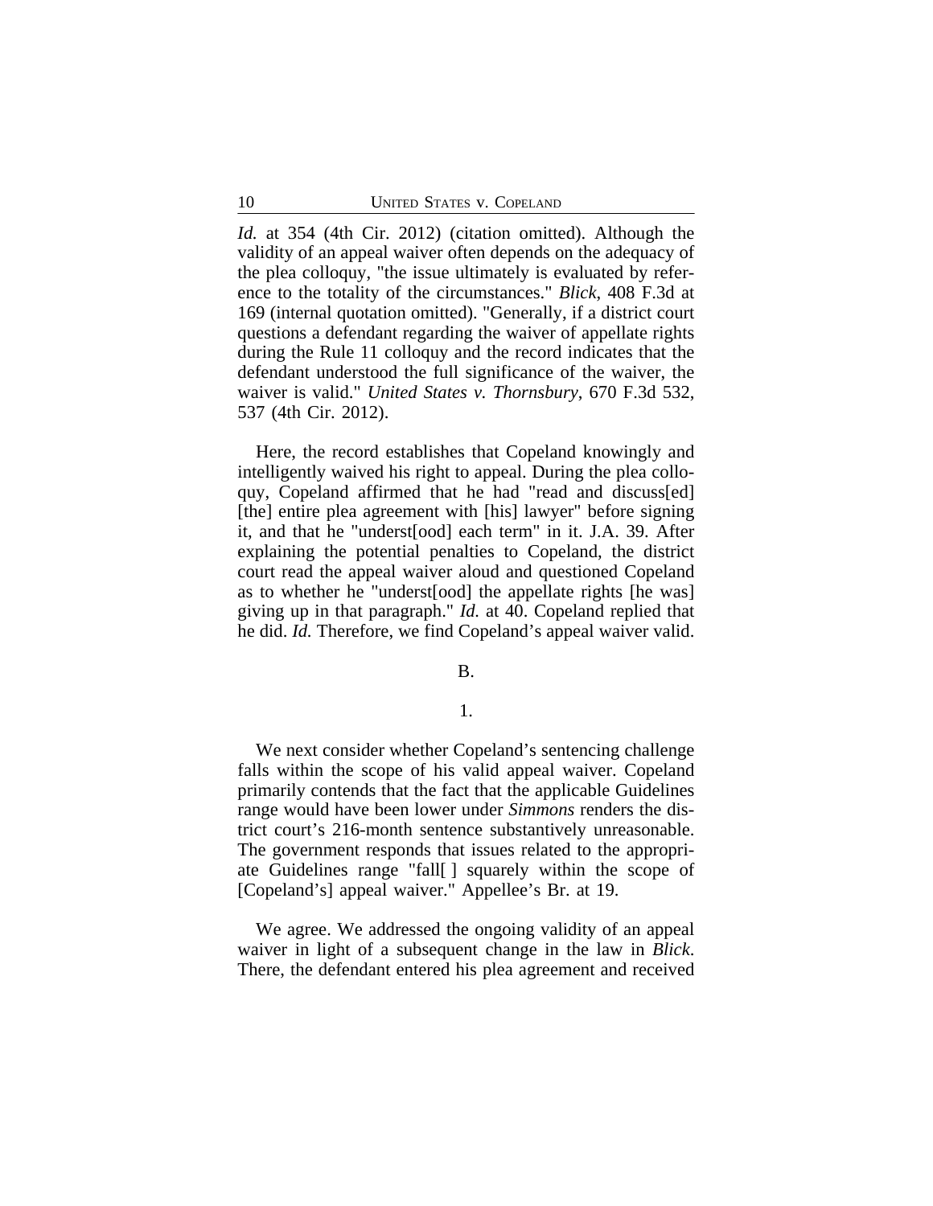*Id.* at 354 (4th Cir. 2012) (citation omitted). Although the validity of an appeal waiver often depends on the adequacy of the plea colloquy, "the issue ultimately is evaluated by reference to the totality of the circumstances." *Blick*, 408 F.3d at 169 (internal quotation omitted). "Generally, if a district court questions a defendant regarding the waiver of appellate rights during the Rule 11 colloquy and the record indicates that the defendant understood the full significance of the waiver, the waiver is valid." *United States v. Thornsbury*, 670 F.3d 532, 537 (4th Cir. 2012).

Here, the record establishes that Copeland knowingly and intelligently waived his right to appeal. During the plea colloquy, Copeland affirmed that he had "read and discuss[ed] [the] entire plea agreement with [his] lawyer" before signing it, and that he "underst[ood] each term" in it. J.A. 39. After explaining the potential penalties to Copeland, the district court read the appeal waiver aloud and questioned Copeland as to whether he "underst[ood] the appellate rights [he was] giving up in that paragraph." *Id.* at 40. Copeland replied that he did. *Id.* Therefore, we find Copeland's appeal waiver valid.

B.

1.

We next consider whether Copeland's sentencing challenge falls within the scope of his valid appeal waiver. Copeland primarily contends that the fact that the applicable Guidelines range would have been lower under *Simmons* renders the district court's 216-month sentence substantively unreasonable. The government responds that issues related to the appropriate Guidelines range "fall[ ] squarely within the scope of [Copeland's] appeal waiver." Appellee's Br. at 19.

We agree. We addressed the ongoing validity of an appeal waiver in light of a subsequent change in the law in *Blick*. There, the defendant entered his plea agreement and received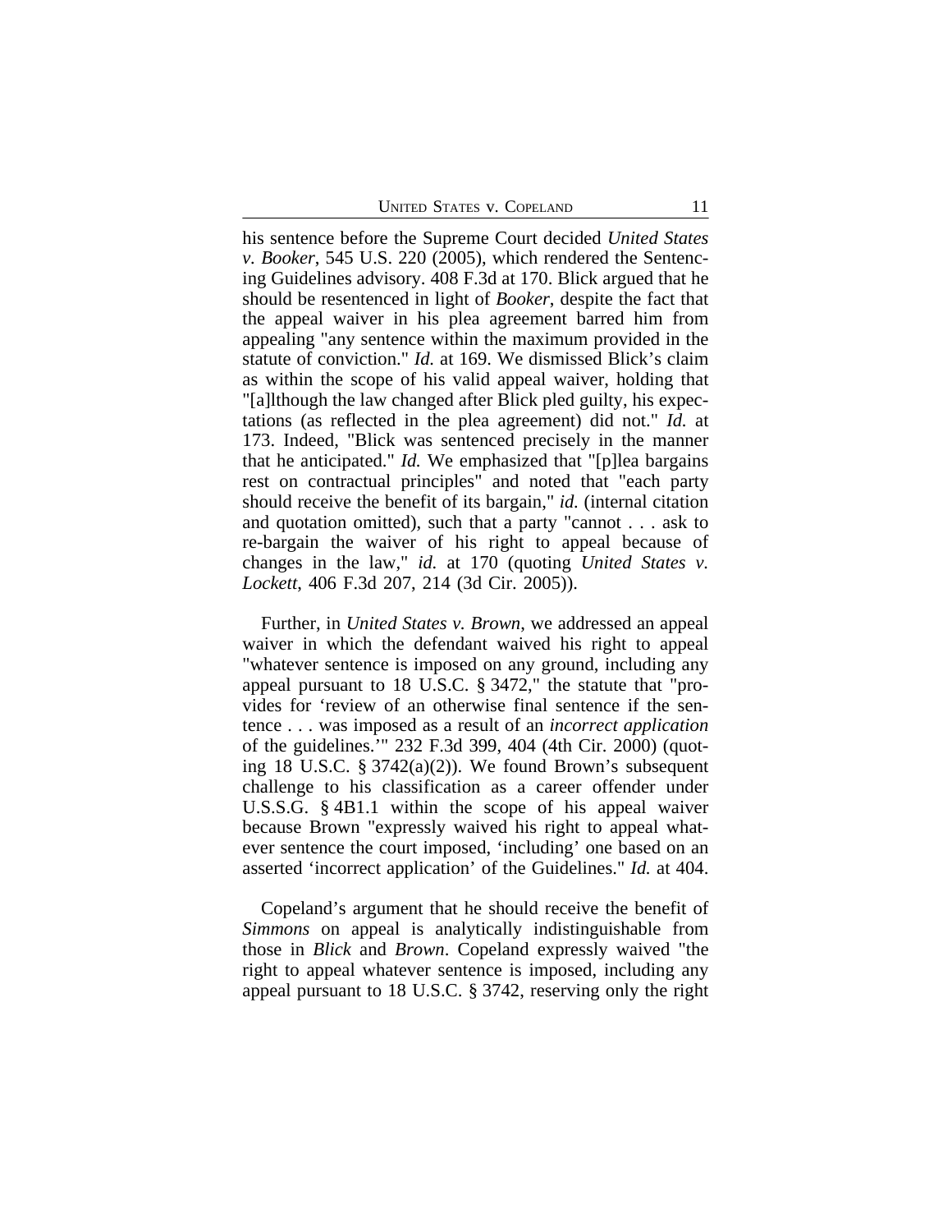his sentence before the Supreme Court decided *United States v. Booker*, 545 U.S. 220 (2005), which rendered the Sentencing Guidelines advisory. 408 F.3d at 170. Blick argued that he should be resentenced in light of *Booker*, despite the fact that the appeal waiver in his plea agreement barred him from appealing "any sentence within the maximum provided in the statute of conviction." *Id.* at 169. We dismissed Blick's claim as within the scope of his valid appeal waiver, holding that "[a]lthough the law changed after Blick pled guilty, his expectations (as reflected in the plea agreement) did not." *Id.* at 173. Indeed, "Blick was sentenced precisely in the manner that he anticipated." *Id.* We emphasized that "[p]lea bargains rest on contractual principles" and noted that "each party should receive the benefit of its bargain," *id.* (internal citation and quotation omitted), such that a party "cannot . . . ask to re-bargain the waiver of his right to appeal because of changes in the law," *id.* at 170 (quoting *United States v. Lockett*, 406 F.3d 207, 214 (3d Cir. 2005)).

Further, in *United States v. Brown*, we addressed an appeal waiver in which the defendant waived his right to appeal "whatever sentence is imposed on any ground, including any appeal pursuant to 18 U.S.C. § 3472," the statute that "provides for 'review of an otherwise final sentence if the sentence . . . was imposed as a result of an *incorrect application* of the guidelines.'" 232 F.3d 399, 404 (4th Cir. 2000) (quoting 18 U.S.C. § 3742(a)(2)). We found Brown's subsequent challenge to his classification as a career offender under U.S.S.G. § 4B1.1 within the scope of his appeal waiver because Brown "expressly waived his right to appeal whatever sentence the court imposed, 'including' one based on an asserted 'incorrect application' of the Guidelines." *Id.* at 404.

Copeland's argument that he should receive the benefit of *Simmons* on appeal is analytically indistinguishable from those in *Blick* and *Brown*. Copeland expressly waived "the right to appeal whatever sentence is imposed, including any appeal pursuant to 18 U.S.C. § 3742, reserving only the right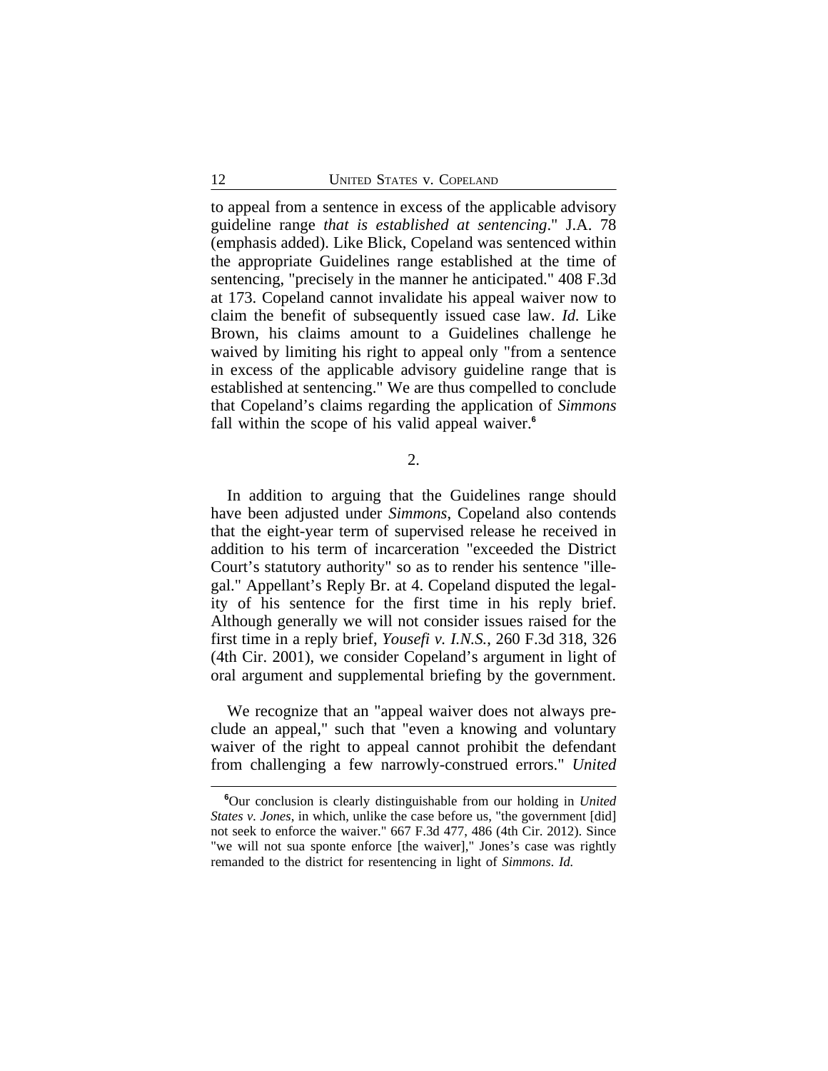to appeal from a sentence in excess of the applicable advisory guideline range *that is established at sentencing*." J.A. 78 (emphasis added). Like Blick, Copeland was sentenced within the appropriate Guidelines range established at the time of sentencing, "precisely in the manner he anticipated." 408 F.3d at 173. Copeland cannot invalidate his appeal waiver now to claim the benefit of subsequently issued case law. *Id.* Like Brown, his claims amount to a Guidelines challenge he waived by limiting his right to appeal only "from a sentence in excess of the applicable advisory guideline range that is established at sentencing." We are thus compelled to conclude that Copeland's claims regarding the application of *Simmons* fall within the scope of his valid appeal waiver.[6]

2.

In addition to arguing that the Guidelines range should have been adjusted under *Simmons*, Copeland also contends that the eight-year term of supervised release he received in addition to his term of incarceration "exceeded the District Court's statutory authority" so as to render his sentence "illegal." Appellant's Reply Br. at 4. Copeland disputed the legality of his sentence for the first time in his reply brief. Although generally we will not consider issues raised for the first time in a reply brief, *Yousefi v. I.N.S.*, 260 F.3d 318, 326 (4th Cir. 2001), we consider Copeland's argument in light of oral argument and supplemental briefing by the government.

We recognize that an "appeal waiver does not always preclude an appeal," such that "even a knowing and voluntary waiver of the right to appeal cannot prohibit the defendant from challenging a few narrowly-construed errors." *United*

[6]Our conclusion is clearly distinguishable from our holding in *United States v. Jones*, in which, unlike the case before us, "the government [did] not seek to enforce the waiver." 667 F.3d 477, 486 (4th Cir. 2012). Since "we will not sua sponte enforce [the waiver]," Jones's case was rightly remanded to the district for resentencing in light of *Simmons*. *Id.*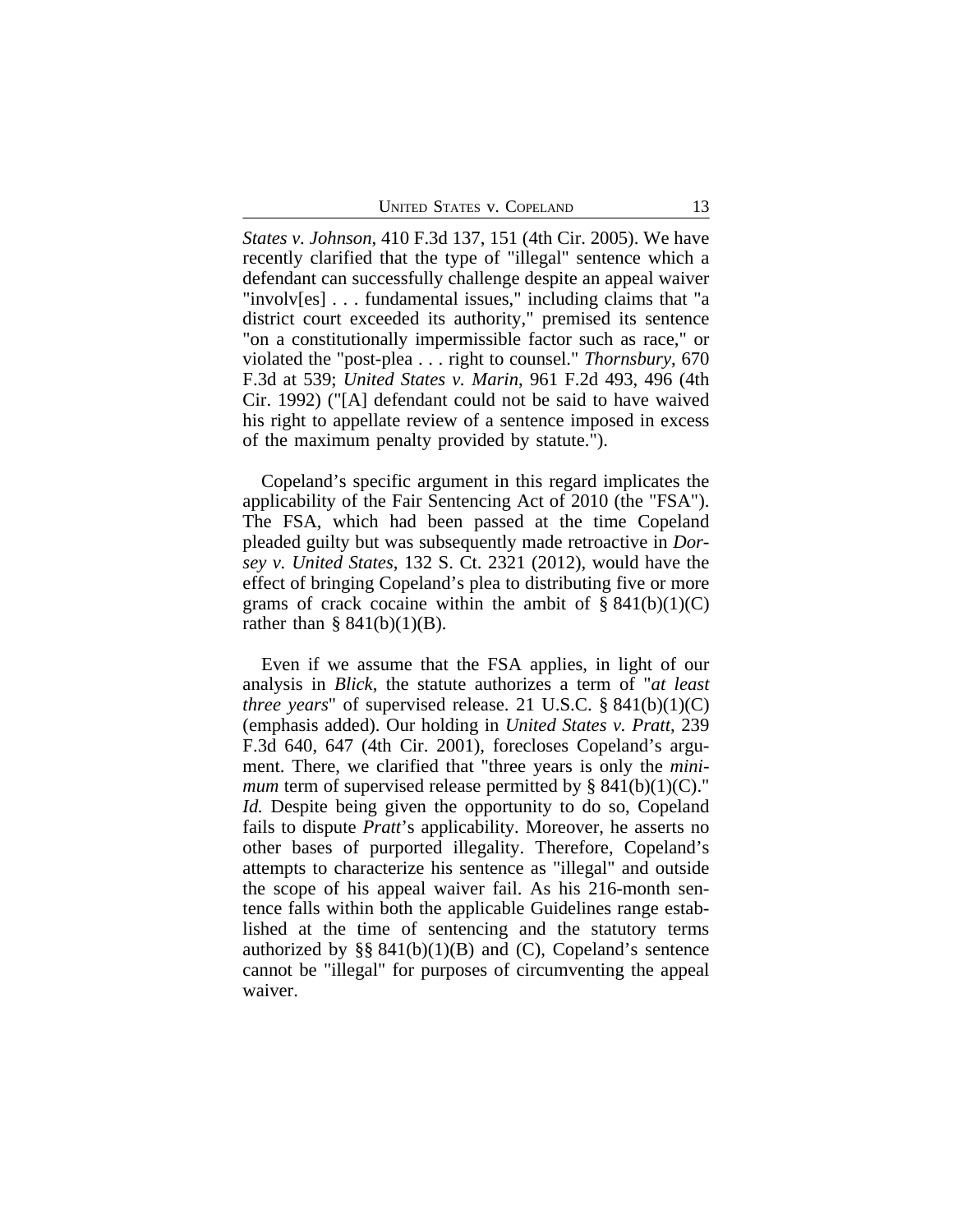*States v. Johnson*, 410 F.3d 137, 151 (4th Cir. 2005). We have recently clarified that the type of "illegal" sentence which a defendant can successfully challenge despite an appeal waiver "involv[es] . . . fundamental issues," including claims that "a district court exceeded its authority," premised its sentence "on a constitutionally impermissible factor such as race," or violated the "post-plea . . . right to counsel." *Thornsbury*, 670 F.3d at 539; *United States v. Marin*, 961 F.2d 493, 496 (4th Cir. 1992) ("[A] defendant could not be said to have waived his right to appellate review of a sentence imposed in excess of the maximum penalty provided by statute.").

Copeland's specific argument in this regard implicates the applicability of the Fair Sentencing Act of 2010 (the "FSA"). The FSA, which had been passed at the time Copeland pleaded guilty but was subsequently made retroactive in *Dorsey v. United States*, 132 S. Ct. 2321 (2012), would have the effect of bringing Copeland's plea to distributing five or more grams of crack cocaine within the ambit of § 841(b)(1)(C) rather than § 841(b)(1)(B).

Even if we assume that the FSA applies, in light of our analysis in *Blick*, the statute authorizes a term of "*at least three years*" of supervised release. 21 U.S.C. § 841(b)(1)(C) (emphasis added). Our holding in *United States v. Pratt*, 239 F.3d 640, 647 (4th Cir. 2001), forecloses Copeland's argument. There, we clarified that "three years is only the *minimum* term of supervised release permitted by § 841(b)(1)(C)." *Id.* Despite being given the opportunity to do so, Copeland fails to dispute *Pratt*'s applicability. Moreover, he asserts no other bases of purported illegality. Therefore, Copeland's attempts to characterize his sentence as "illegal" and outside the scope of his appeal waiver fail. As his 216-month sentence falls within both the applicable Guidelines range established at the time of sentencing and the statutory terms authorized by §§ 841(b)(1)(B) and (C), Copeland's sentence cannot be "illegal" for purposes of circumventing the appeal waiver.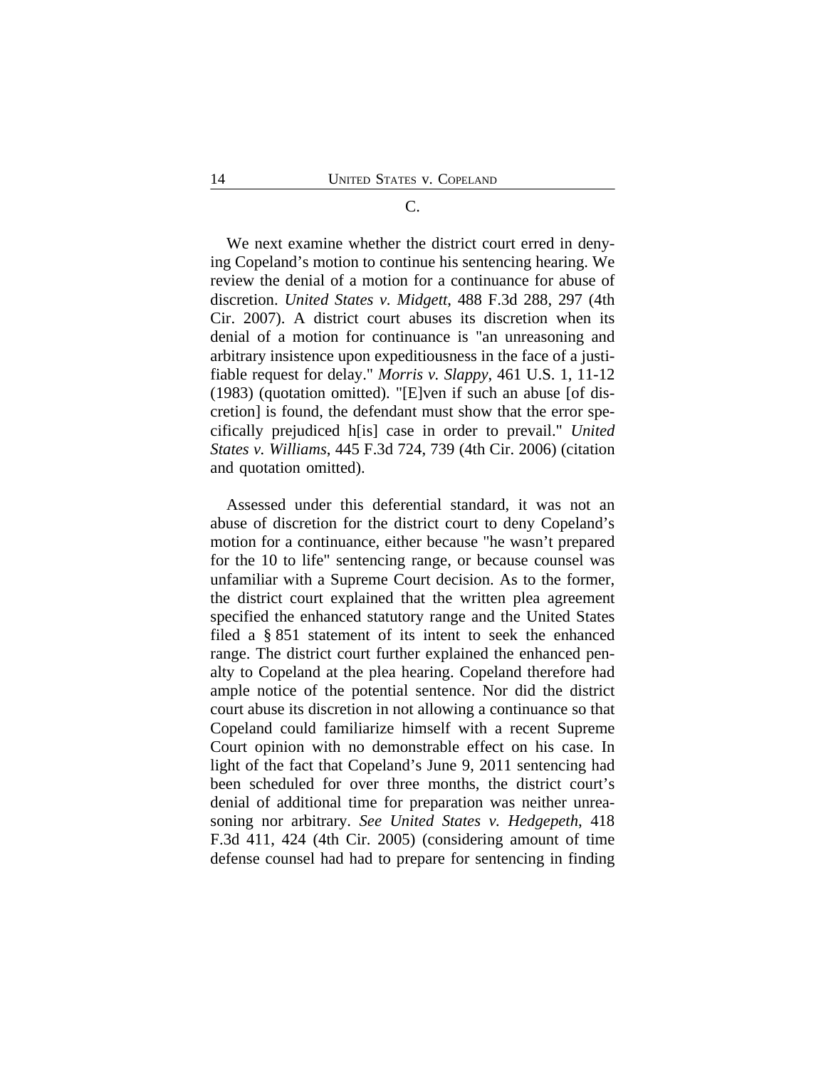### C.

We next examine whether the district court erred in denying Copeland's motion to continue his sentencing hearing. We review the denial of a motion for a continuance for abuse of discretion. *United States v. Midgett*, 488 F.3d 288, 297 (4th Cir. 2007). A district court abuses its discretion when its denial of a motion for continuance is "an unreasoning and arbitrary insistence upon expeditiousness in the face of a justifiable request for delay." *Morris v. Slappy*, 461 U.S. 1, 11-12 (1983) (quotation omitted). "[E]ven if such an abuse [of discretion] is found, the defendant must show that the error specifically prejudiced h[is] case in order to prevail." *United States v. Williams*, 445 F.3d 724, 739 (4th Cir. 2006) (citation and quotation omitted).

Assessed under this deferential standard, it was not an abuse of discretion for the district court to deny Copeland's motion for a continuance, either because "he wasn't prepared for the 10 to life" sentencing range, or because counsel was unfamiliar with a Supreme Court decision. As to the former, the district court explained that the written plea agreement specified the enhanced statutory range and the United States filed a § 851 statement of its intent to seek the enhanced range. The district court further explained the enhanced penalty to Copeland at the plea hearing. Copeland therefore had ample notice of the potential sentence. Nor did the district court abuse its discretion in not allowing a continuance so that Copeland could familiarize himself with a recent Supreme Court opinion with no demonstrable effect on his case. In light of the fact that Copeland's June 9, 2011 sentencing had been scheduled for over three months, the district court's denial of additional time for preparation was neither unreasoning nor arbitrary. *See United States v. Hedgepeth*, 418 F.3d 411, 424 (4th Cir. 2005) (considering amount of time defense counsel had had to prepare for sentencing in finding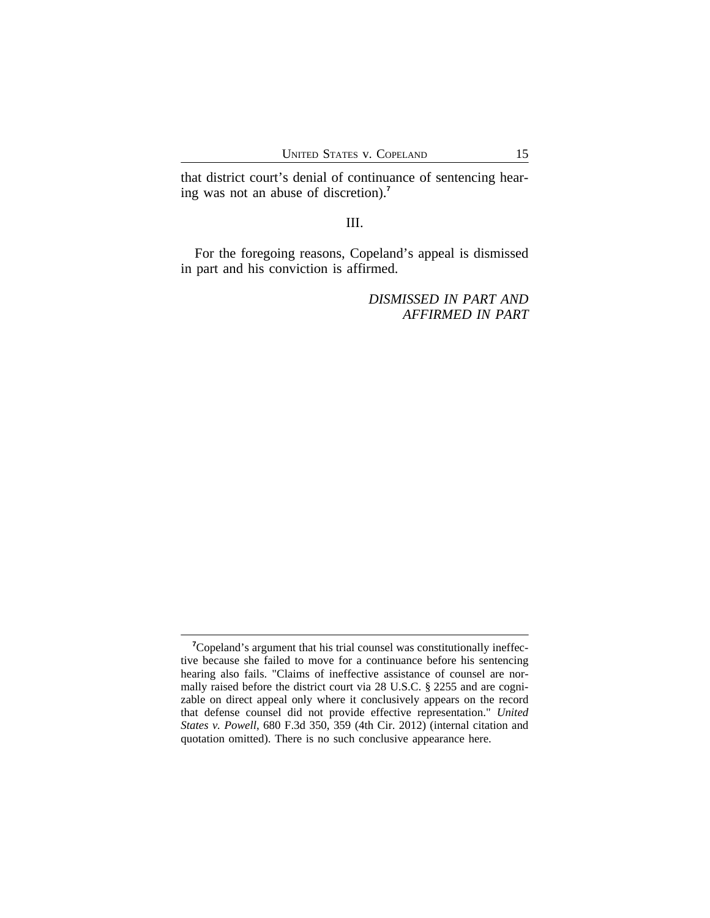that district court's denial of continuance of sentencing hearing was not an abuse of discretion).[7]

## III.

For the foregoing reasons, Copeland's appeal is dismissed in part and his conviction is affirmed.

*DISMISSED IN PART AND AFFIRMED IN PART*

---

[7]Copeland's argument that his trial counsel was constitutionally ineffective because she failed to move for a continuance before his sentencing hearing also fails. "Claims of ineffective assistance of counsel are normally raised before the district court via 28 U.S.C. § 2255 and are cognizable on direct appeal only where it conclusively appears on the record that defense counsel did not provide effective representation." *United States v. Powell*, 680 F.3d 350, 359 (4th Cir. 2012) (internal citation and quotation omitted). There is no such conclusive appearance here.